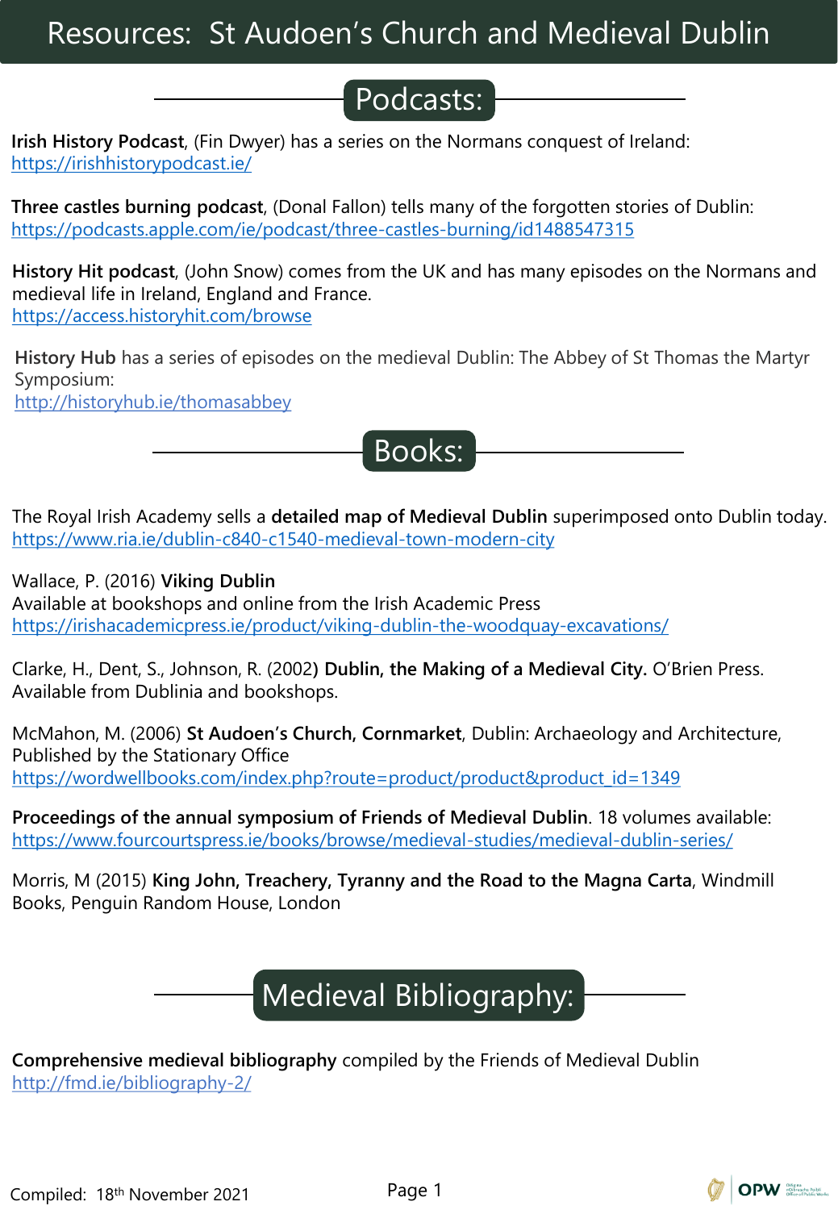# Resources: St Audoen's Church and Medieval Dublin

## Podcasts:

**Irish History Podcast**, (Fin Dwyer) has a series on the Normans conquest of Ireland:
https://irishhistorypodcast.ie/

**Three castles burning podcast**, (Donal Fallon) tells many of the forgotten stories of Dublin:
https://podcasts.apple.com/ie/podcast/three-castles-burning/id1488547315

**History Hit podcast**, (John Snow) comes from the UK and has many episodes on the Normans and medieval life in Ireland, England and France.
https://access.historyhit.com/browse

**History Hub** has a series of episodes on the medieval Dublin: The Abbey of St Thomas the Martyr Symposium:
http://historyhub.ie/thomasabbey

## Books:

The Royal Irish Academy sells a **detailed map of Medieval Dublin** superimposed onto Dublin today.
https://www.ria.ie/dublin-c840-c1540-medieval-town-modern-city

Wallace, P. (2016) **Viking Dublin**
Available at bookshops and online from the Irish Academic Press
https://irishacademicpress.ie/product/viking-dublin-the-woodquay-excavations/

Clarke, H., Dent, S., Johnson, R. (2002**) Dublin, the Making of a Medieval City.** O'Brien Press. Available from Dublinia and bookshops.

McMahon, M. (2006) **St Audoen's Church, Cornmarket**, Dublin: Archaeology and Architecture, Published by the Stationary Office
https://wordwellbooks.com/index.php?route=product/product&product_id=1349

**Proceedings of the annual symposium of Friends of Medieval Dublin**. 18 volumes available:
https://www.fourcourtspress.ie/books/browse/medieval-studies/medieval-dublin-series/

Morris, M (2015) **King John, Treachery, Tyranny and the Road to the Magna Carta**, Windmill Books, Penguin Random House, London

## Medieval Bibliography:

**Comprehensive medieval bibliography** compiled by the Friends of Medieval Dublin
http://fmd.ie/bibliography-2/

Compiled: 18th November 2021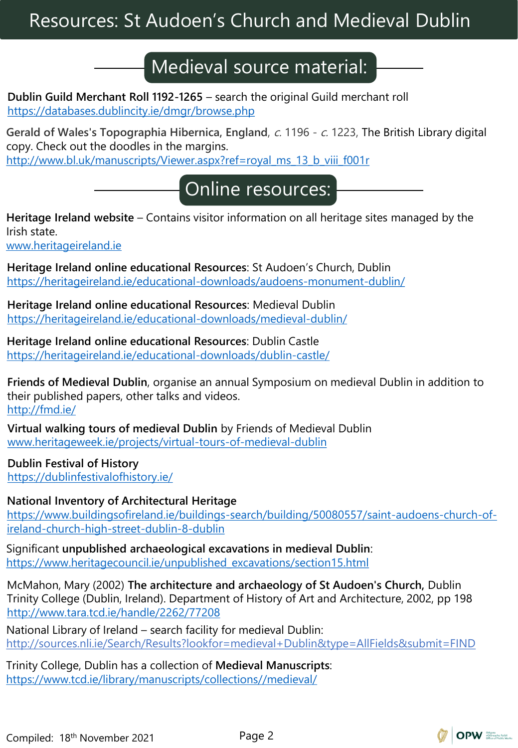# Resources: St Audoen's Church and Medieval Dublin

## Medieval source material:

**Dublin Guild Merchant Roll 1192-1265** – search the original Guild merchant roll
https://databases.dublincity.ie/dmgr/browse.php

**Gerald of Wales's Topographia Hibernica, England**, *c.* 1196 - *c.* 1223, The British Library digital copy. Check out the doodles in the margins.
http://www.bl.uk/manuscripts/Viewer.aspx?ref=royal_ms_13_b_viii_f001r

## Online resources:

**Heritage Ireland website** – Contains visitor information on all heritage sites managed by the Irish state.
www.heritageireland.ie

**Heritage Ireland online educational Resources**: St Audoen's Church, Dublin
https://heritageireland.ie/educational-downloads/audoens-monument-dublin/

**Heritage Ireland online educational Resources**: Medieval Dublin
https://heritageireland.ie/educational-downloads/medieval-dublin/

**Heritage Ireland online educational Resources**: Dublin Castle
https://heritageireland.ie/educational-downloads/dublin-castle/

**Friends of Medieval Dublin**, organise an annual Symposium on medieval Dublin in addition to their published papers, other talks and videos.
http://fmd.ie/

**Virtual walking tours of medieval Dublin** by Friends of Medieval Dublin
www.heritageweek.ie/projects/virtual-tours-of-medieval-dublin

**Dublin Festival of History**
https://dublinfestivalofhistory.ie/

**National Inventory of Architectural Heritage**
https://www.buildingsofireland.ie/buildings-search/building/50080557/saint-audoens-church-of-ireland-church-high-street-dublin-8-dublin

Significant **unpublished archaeological excavations in medieval Dublin**:
https://www.heritagecouncil.ie/unpublished_excavations/section15.html

McMahon, Mary (2002) **The architecture and archaeology of St Audoen's Church,** Dublin Trinity College (Dublin, Ireland). Department of History of Art and Architecture, 2002, pp 198
http://www.tara.tcd.ie/handle/2262/77208

National Library of Ireland – search facility for medieval Dublin:
http://sources.nli.ie/Search/Results?lookfor=medieval+Dublin&type=AllFields&submit=FIND

Trinity College, Dublin has a collection of **Medieval Manuscripts**:
https://www.tcd.ie/library/manuscripts/collections//medieval/

Compiled: 18th November 2021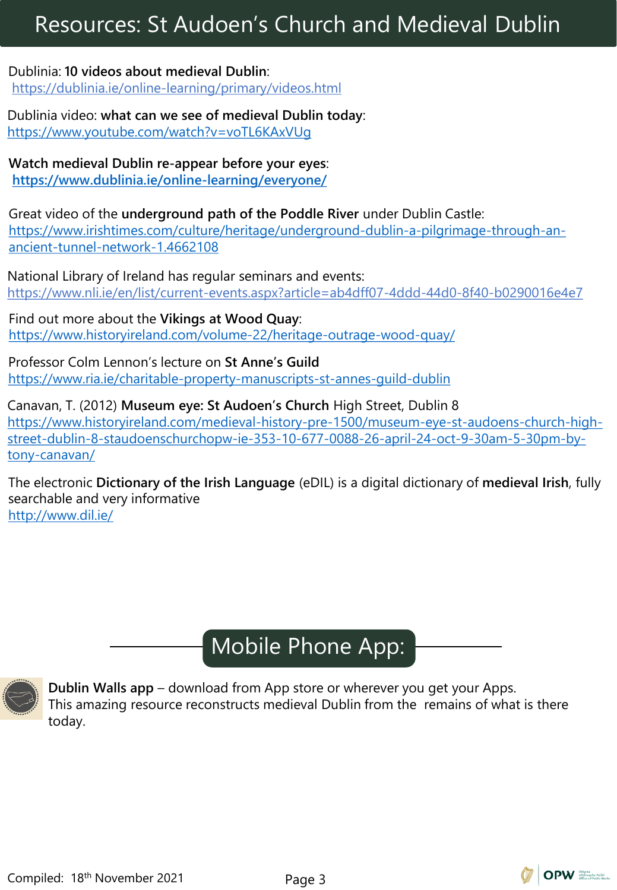# Resources: St Audoen's Church and Medieval Dublin

Dublinia: **10 videos about medieval Dublin**:
https://dublinia.ie/online-learning/primary/videos.html

Dublinia video: **what can we see of medieval Dublin today**:
https://www.youtube.com/watch?v=voTL6KAxVUg

**Watch medieval Dublin re-appear before your eyes**:
**https://www.dublinia.ie/online-learning/everyone/**

Great video of the **underground path of the Poddle River** under Dublin Castle:
https://www.irishtimes.com/culture/heritage/underground-dublin-a-pilgrimage-through-an-ancient-tunnel-network-1.4662108

National Library of Ireland has regular seminars and events:
https://www.nli.ie/en/list/current-events.aspx?article=ab4dff07-4ddd-44d0-8f40-b0290016e4e7

Find out more about the **Vikings at Wood Quay**:
https://www.historyireland.com/volume-22/heritage-outrage-wood-quay/

Professor Colm Lennon's lecture on **St Anne's Guild**
https://www.ria.ie/charitable-property-manuscripts-st-annes-guild-dublin

Canavan, T. (2012) **Museum eye: St Audoen's Church** High Street, Dublin 8
https://www.historyireland.com/medieval-history-pre-1500/museum-eye-st-audoens-church-high-street-dublin-8-staudoenschurchopw-ie-353-10-677-0088-26-april-24-oct-9-30am-5-30pm-by-tony-canavan/

The electronic **Dictionary of the Irish Language** (eDIL) is a digital dictionary of **medieval Irish**, fully searchable and very informative
http://www.dil.ie/

## Mobile Phone App:

**Dublin Walls app** – download from App store or wherever you get your Apps.
This amazing resource reconstructs medieval Dublin from the remains of what is there today.

Compiled: 18th November 2021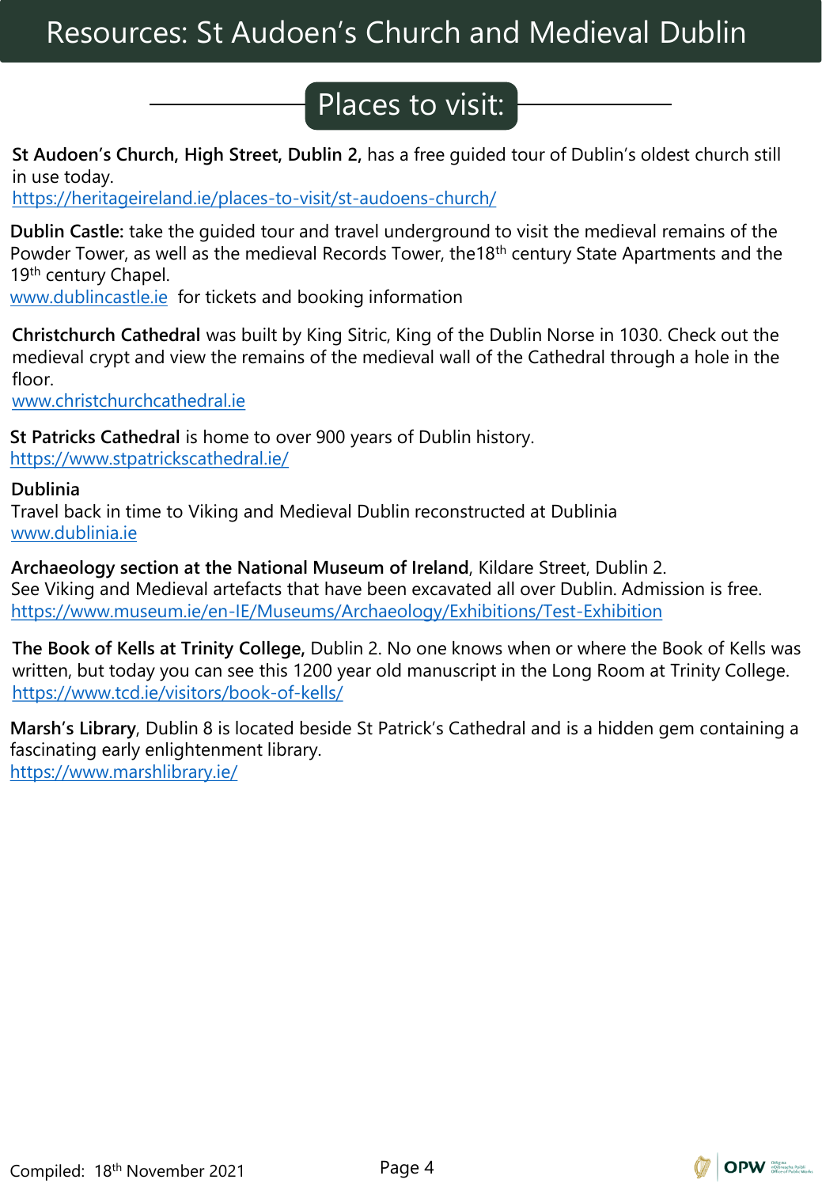# Resources: St Audoen's Church and Medieval Dublin

## Places to visit:

**St Audoen's Church, High Street, Dublin 2,** has a free guided tour of Dublin's oldest church still in use today.
https://heritageireland.ie/places-to-visit/st-audoens-church/

**Dublin Castle:** take the guided tour and travel underground to visit the medieval remains of the Powder Tower, as well as the medieval Records Tower, the18th century State Apartments and the 19th century Chapel.
www.dublincastle.ie for tickets and booking information

**Christchurch Cathedral** was built by King Sitric, King of the Dublin Norse in 1030. Check out the medieval crypt and view the remains of the medieval wall of the Cathedral through a hole in the floor.
www.christchurchcathedral.ie

**St Patricks Cathedral** is home to over 900 years of Dublin history.
https://www.stpatrickscathedral.ie/

**Dublinia**
Travel back in time to Viking and Medieval Dublin reconstructed at Dublinia
www.dublinia.ie

**Archaeology section at the National Museum of Ireland**, Kildare Street, Dublin 2.
See Viking and Medieval artefacts that have been excavated all over Dublin. Admission is free.
https://www.museum.ie/en-IE/Museums/Archaeology/Exhibitions/Test-Exhibition

**The Book of Kells at Trinity College,** Dublin 2. No one knows when or where the Book of Kells was written, but today you can see this 1200 year old manuscript in the Long Room at Trinity College.
https://www.tcd.ie/visitors/book-of-kells/

**Marsh's Library**, Dublin 8 is located beside St Patrick's Cathedral and is a hidden gem containing a fascinating early enlightenment library.
https://www.marshlibrary.ie/

Compiled: 18th November 2021